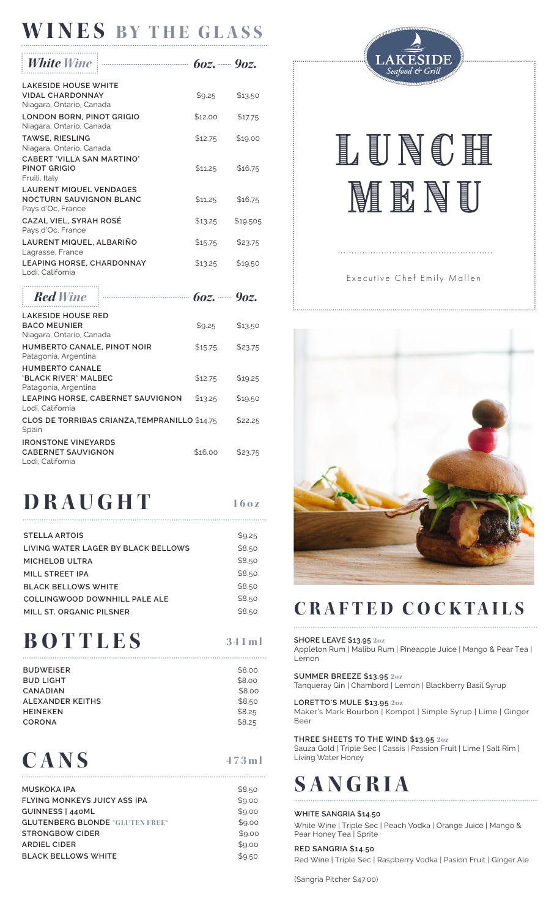# WINES BY THE GLASS

## *White Wine*

| White Wine | 6oz. | 9oz. |
|---|---|---|
| **LAKESIDE HOUSE WHITE VIDAL CHARDONNAY** Niagara, Ontario, Canada | $9.25 | $13.50 |
| **LONDON BORN, PINOT GRIGIO** Niagara, Ontario, Canada | $12.00 | $17.75 |
| **TAWSE, RIESLING** Niagara, Ontario, Canada | $12.75 | $19.00 |
| **CABERT 'VILLA SAN MARTINO' PINOT GRIGIO** Fruili, Italy | $11.25 | $16.75 |
| **LAURENT MIQUEL VENDAGES NOCTURN SAUVIGNON BLANC** Pays d'Oc, France | $11.25 | $16.75 |
| **CAZAL VIEL, SYRAH ROSÉ** Pays d'Oc, France | $13.25 | $19.505 |
| **LAURENT MIQUEL, ALBARIÑO** Lagrasse, France | $15.75 | $23.75 |
| **LEAPING HORSE, CHARDONNAY** Lodi, California | $13.25 | $19.50 |

## *Red Wine*

| Red Wine | 6oz. | 9oz. |
|---|---|---|
| **LAKESIDE HOUSE RED BACO MEUNIER** Niagara, Ontario, Canada | $9.25 | $13.50 |
| **HUMBERTO CANALE, PINOT NOIR** Patagonia, Argentina | $15.75 | $23.75 |
| **HUMBERTO CANALE 'BLACK RIVER' MALBEC** Patagonia, Argentina | $12.75 | $19.25 |
| **LEAPING HORSE, CABERNET SAUVIGNON** Lodi, California | $13.25 | $19.50 |
| **CLOS DE TORRIBAS CRIANZA,TEMPRANILLO** Spain | $14.75 | $22.25 |
| **IRONSTONE VINEYARDS CABERNET SAUVIGNON** Lodi, California | $16.00 | $23.75 |

# DRAUGHT

| DRAUGHT | 16oz |
|---|---|
| STELLA ARTOIS | $9.25 |
| LIVING WATER LAGER BY BLACK BELLOWS | $8.50 |
| MICHELOB ULTRA | $8.50 |
| MILL STREET IPA | $8.50 |
| BLACK BELLOWS WHITE | $8.50 |
| COLLINGWOOD DOWNHILL PALE ALE | $8.50 |
| MILL ST. ORGANIC PILSNER | $8.50 |

# BOTTLES

| BOTTLES | 341ml |
|---|---|
| BUDWEISER | $8.00 |
| BUD LIGHT | $8.00 |
| CANADIAN | $8.00 |
| ALEXANDER KEITHS | $8.50 |
| HEINEKEN | $8.25 |
| CORONA | $8.25 |

# CANS

| CANS | 473ml |
|---|---|
| MUSKOKA IPA | $8.50 |
| FLYING MONKEYS JUICY ASS IPA | $9.00 |
| GUINNESS \| 440ML | $9.00 |
| GLUTENBERG BLONDE *GLUTEN FREE* | $9.00 |
| STRONGBOW CIDER | $9.00 |
| ARDIEL CIDER | $9.00 |
| BLACK BELLOWS WHITE | $9.50 |

LAKESIDE Seafood & Grill

# LUNCH MENU

Executive Chef Emily Mallen

# CRAFTED COCKTAILS

**SHORE LEAVE $13.95** 2oz
Appleton Rum | Malibu Rum | Pineapple Juice | Mango & Pear Tea | Lemon

**SUMMER BREEZE $13.95** 2oz
Tanqueray Gin | Chambord | Lemon | Blackberry Basil Syrup

**LORETTO'S MULE $13.95** 2oz
Maker's Mark Bourbon | Kompot | Simple Syrup | Lime | Ginger Beer

**THREE SHEETS TO THE WIND $13.95** 2oz
Sauza Gold | Triple Sec | Cassis | Passion Fruit | Lime | Salt Rim | Living Water Honey

# SANGRIA

**WHITE SANGRIA $14.50**
White Wine | Triple Sec | Peach Vodka | Orange Juice | Mango & Pear Honey Tea | Sprite

**RED SANGRIA $14.50**
Red Wine | Triple Sec | Raspberry Vodka | Pasion Fruit | Ginger Ale

(Sangria Pitcher $47.00)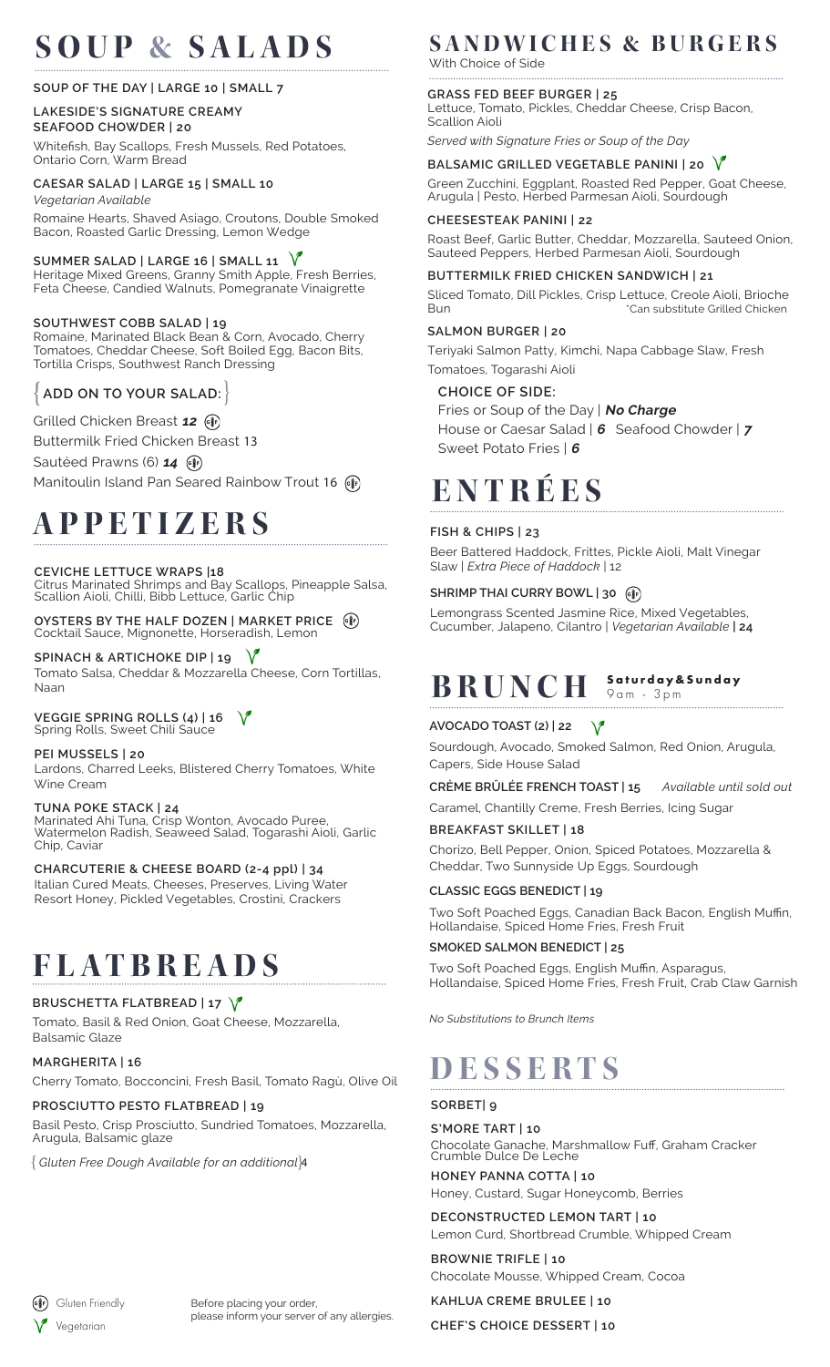# SOUP & SALADS

**SOUP OF THE DAY | LARGE 10 | SMALL 7**

**LAKESIDE'S SIGNATURE CREAMY SEAFOOD CHOWDER | 20**

Whitefish, Bay Scallops, Fresh Mussels, Red Potatoes, Ontario Corn, Warm Bread

**CAESAR SALAD | LARGE 15 | SMALL 10**

*Vegetarian Available*

Romaine Hearts, Shaved Asiago, Croutons, Double Smoked Bacon, Roasted Garlic Dressing, Lemon Wedge

**SUMMER SALAD | LARGE 16 | SMALL 11** (Vegetarian)

Heritage Mixed Greens, Granny Smith Apple, Fresh Berries, Feta Cheese, Candied Walnuts, Pomegranate Vinaigrette

**SOUTHWEST COBB SALAD | 19**

Romaine, Marinated Black Bean & Corn, Avocado, Cherry Tomatoes, Cheddar Cheese, Soft Boiled Egg, Bacon Bits, Tortilla Crisps, Southwest Ranch Dressing

**{ ADD ON TO YOUR SALAD: }**

Grilled Chicken Breast ***12*** (GF)

Buttermilk Fried Chicken Breast 13

Sautéed Prawns (6) ***14*** (GF)

Manitoulin Island Pan Seared Rainbow Trout 16 (GF)

# APPETIZERS

**CEVICHE LETTUCE WRAPS |18**

Citrus Marinated Shrimps and Bay Scallops, Pineapple Salsa, Scallion Aioli, Chilli, Bibb Lettuce, Garlic Chip

**OYSTERS BY THE HALF DOZEN | MARKET PRICE** (GF)

Cocktail Sauce, Mignonette, Horseradish, Lemon

**SPINACH & ARTICHOKE DIP | 19** (Vegetarian)

Tomato Salsa, Cheddar & Mozzarella Cheese, Corn Tortillas, Naan

**VEGGIE SPRING ROLLS (4) | 16** (Vegetarian)

Spring Rolls, Sweet Chili Sauce

**PEI MUSSELS | 20**

Lardons, Charred Leeks, Blistered Cherry Tomatoes, White Wine Cream

**TUNA POKE STACK | 24**

Marinated Ahi Tuna, Crisp Wonton, Avocado Puree, Watermelon Radish, Seaweed Salad, Togarashi Aioli, Garlic Chip, Caviar

**CHARCUTERIE & CHEESE BOARD (2-4 ppl) | 34**

Italian Cured Meats, Cheeses, Preserves, Living Water Resort Honey, Pickled Vegetables, Crostini, Crackers

# FLATBREADS

**BRUSCHETTA FLATBREAD | 17** (Vegetarian)

Tomato, Basil & Red Onion, Goat Cheese, Mozzarella, Balsamic Glaze

**MARGHERITA | 16**

Cherry Tomato, Bocconcini, Fresh Basil, Tomato Ragù, Olive Oil

**PROSCIUTTO PESTO FLATBREAD | 19**

Basil Pesto, Crisp Prosciutto, Sundried Tomatoes, Mozzarella, Arugula, Balsamic glaze

{ *Gluten Free Dough Available for an additional* }4

# SANDWICHES & BURGERS

With Choice of Side

**GRASS FED BEEF BURGER | 25**

Lettuce, Tomato, Pickles, Cheddar Cheese, Crisp Bacon, Scallion Aioli

*Served with Signature Fries or Soup of the Day*

**BALSAMIC GRILLED VEGETABLE PANINI | 20** (Vegetarian)

Green Zucchini, Eggplant, Roasted Red Pepper, Goat Cheese, Arugula | Pesto, Herbed Parmesan Aioli, Sourdough

**CHEESESTEAK PANINI | 22**

Roast Beef, Garlic Butter, Cheddar, Mozzarella, Sauteed Onion, Sauteed Peppers, Herbed Parmesan Aioli, Sourdough

**BUTTERMILK FRIED CHICKEN SANDWICH | 21**

Sliced Tomato, Dill Pickles, Crisp Lettuce, Creole Aioli, Brioche Bun *Can substitute Grilled Chicken

**SALMON BURGER | 20**

Teriyaki Salmon Patty, Kimchi, Napa Cabbage Slaw, Fresh Tomatoes, Togarashi Aioli

**CHOICE OF SIDE:**

Fries or Soup of the Day | ***No Charge***

House or Caesar Salad | ***6*** Seafood Chowder | ***7***

Sweet Potato Fries | ***6***

# ENTRÉES

**FISH & CHIPS | 23**

Beer Battered Haddock, Frittes, Pickle Aioli, Malt Vinegar Slaw | *Extra Piece of Haddock* | 12

**SHRIMP THAI CURRY BOWL | 30** (GF)

Lemongrass Scented Jasmine Rice, Mixed Vegetables, Cucumber, Jalapeno, Cilantro | *Vegetarian Available* **| 24**

# BRUNCH **Saturday&Sunday** 9am - 3pm

**AVOCADO TOAST (2) | 22** (Vegetarian)

Sourdough, Avocado, Smoked Salmon, Red Onion, Arugula, Capers, Side House Salad

**CRÈME BRÛLÉE FRENCH TOAST | 15** *Available until sold out*

Caramel, Chantilly Creme, Fresh Berries, Icing Sugar

**BREAKFAST SKILLET | 18**

Chorizo, Bell Pepper, Onion, Spiced Potatoes, Mozzarella & Cheddar, Two Sunnyside Up Eggs, Sourdough

**CLASSIC EGGS BENEDICT | 19**

Two Soft Poached Eggs, Canadian Back Bacon, English Muffin, Hollandaise, Spiced Home Fries, Fresh Fruit

**SMOKED SALMON BENEDICT | 25**

Two Soft Poached Eggs, English Muffin, Asparagus, Hollandaise, Spiced Home Fries, Fresh Fruit, Crab Claw Garnish

*No Substitutions to Brunch Items*

# DESSERTS

**SORBET| 9**

**S'MORE TART | 10**

Chocolate Ganache, Marshmallow Fuff, Graham Cracker Crumble Dulce De Leche

**HONEY PANNA COTTA | 10**

Honey, Custard, Sugar Honeycomb, Berries

**DECONSTRUCTED LEMON TART | 10**

Lemon Curd, Shortbread Crumble, Whipped Cream

**BROWNIE TRIFLE | 10**

Chocolate Mousse, Whipped Cream, Cocoa

**KAHLUA CREME BRULEE | 10**

**CHEF'S CHOICE DESSERT | 10**

(GF) Gluten Friendly

(V) Vegetarian

Before placing your order, please inform your server of any allergies.